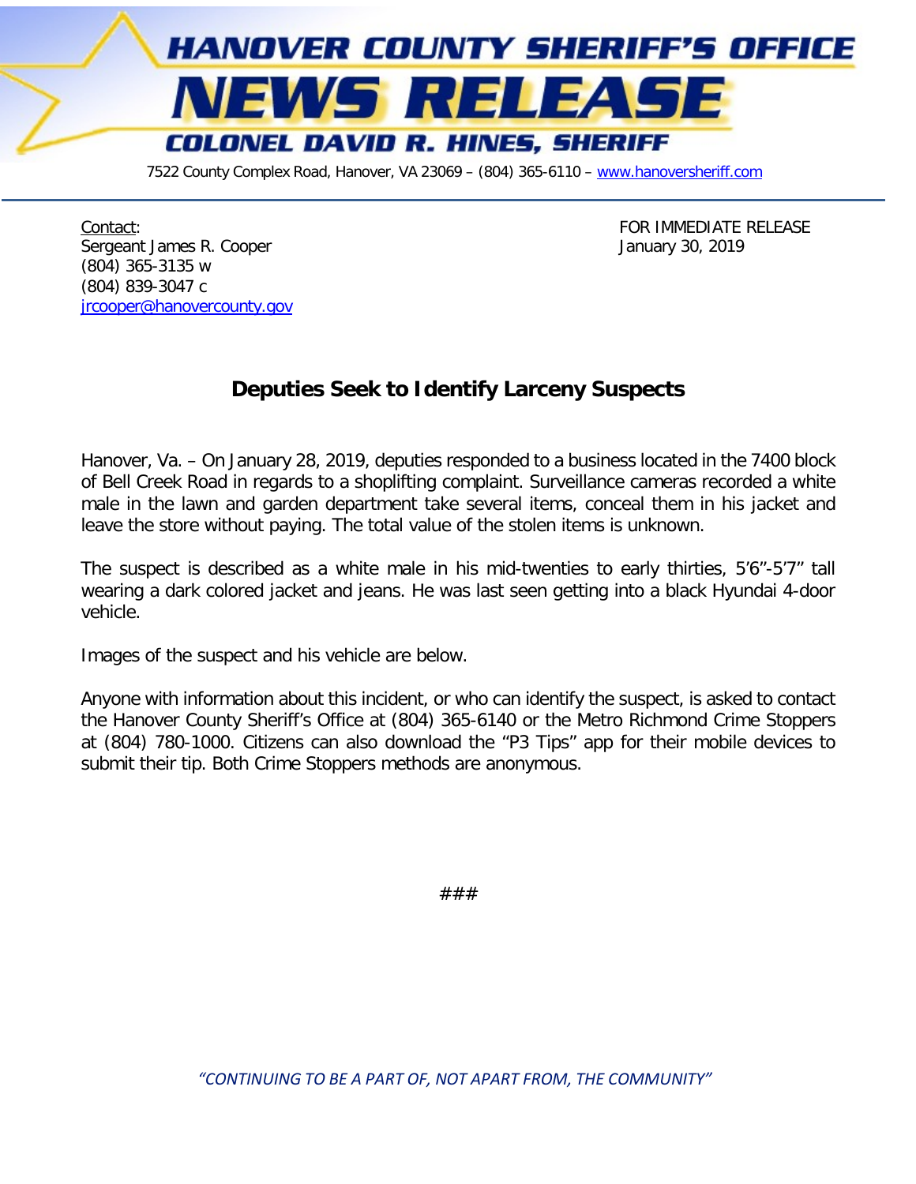# HANOVER COUNTY SHERIFF'S OFFICE

# NEWS RELEASE

## COLONEL DAVID R. HINES, SHERIFF

7522 County Complex Road, Hanover, VA 23069 – (804) 365-6110 – www.hanoversheriff.com

Contact:
Sergeant James R. Cooper
(804) 365-3135 w
(804) 839-3047 c
jrcooper@hanovercounty.gov

FOR IMMEDIATE RELEASE
January 30, 2019

## Deputies Seek to Identify Larceny Suspects

Hanover, Va. – On January 28, 2019, deputies responded to a business located in the 7400 block of Bell Creek Road in regards to a shoplifting complaint. Surveillance cameras recorded a white male in the lawn and garden department take several items, conceal them in his jacket and leave the store without paying. The total value of the stolen items is unknown.

The suspect is described as a white male in his mid-twenties to early thirties, 5'6"-5'7" tall wearing a dark colored jacket and jeans. He was last seen getting into a black Hyundai 4-door vehicle.

Images of the suspect and his vehicle are below.

Anyone with information about this incident, or who can identify the suspect, is asked to contact the Hanover County Sheriff's Office at (804) 365-6140 or the Metro Richmond Crime Stoppers at (804) 780-1000. Citizens can also download the "P3 Tips" app for their mobile devices to submit their tip. Both Crime Stoppers methods are anonymous.

###

*"CONTINUING TO BE A PART OF, NOT APART FROM, THE COMMUNITY"*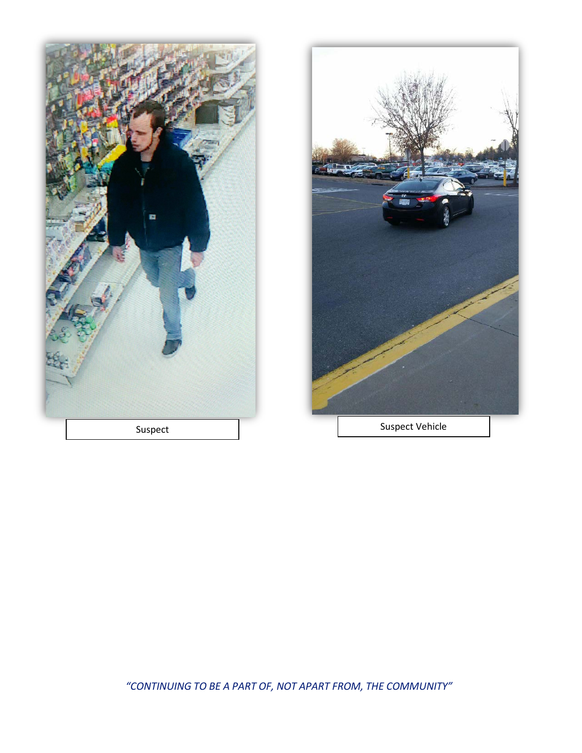Suspect

Suspect Vehicle

*"CONTINUING TO BE A PART OF, NOT APART FROM, THE COMMUNITY"*